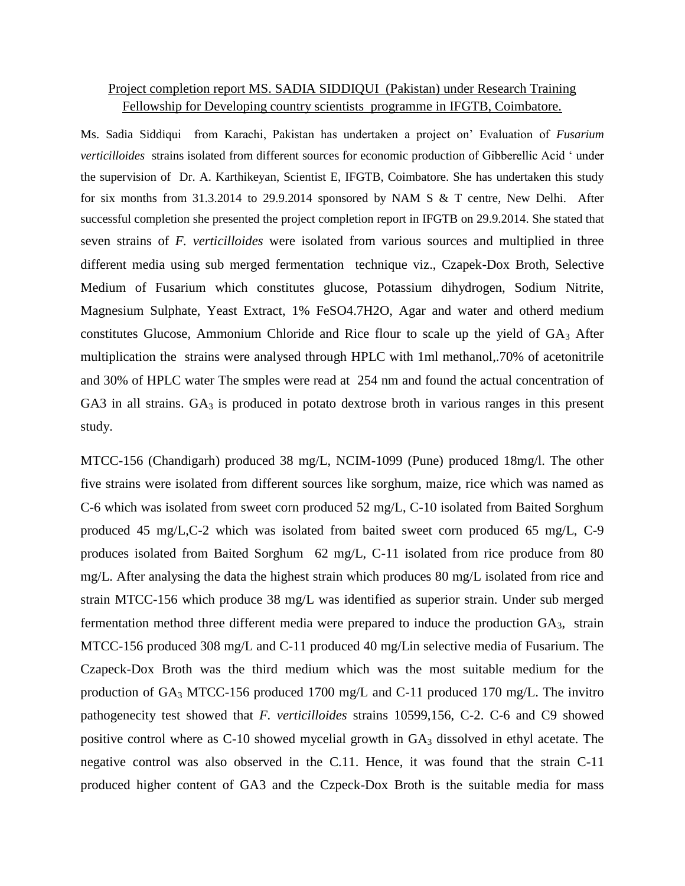Project completion report MS. SADIA SIDDIQUI (Pakistan) under Research Training Fellowship for Developing country scientists programme in IFGTB, Coimbatore.

Ms. Sadia Siddiqui from Karachi, Pakistan has undertaken a project on' Evaluation of *Fusarium verticilloides* strains isolated from different sources for economic production of Gibberellic Acid ' under the supervision of Dr. A. Karthikeyan, Scientist E, IFGTB, Coimbatore. She has undertaken this study for six months from 31.3.2014 to 29.9.2014 sponsored by NAM S & T centre, New Delhi. After successful completion she presented the project completion report in IFGTB on 29.9.2014. She stated that seven strains of *F. verticilloides* were isolated from various sources and multiplied in three different media using sub merged fermentation technique viz., Czapek-Dox Broth, Selective Medium of Fusarium which constitutes glucose, Potassium dihydrogen, Sodium Nitrite, Magnesium Sulphate, Yeast Extract, 1% FeSO4.7H2O, Agar and water and otherd medium constitutes Glucose, Ammonium Chloride and Rice flour to scale up the yield of $GA_3$ After multiplication the strains were analysed through HPLC with 1ml methanol,.70% of acetonitrile and 30% of HPLC water The smples were read at 254 nm and found the actual concentration of GA3 in all strains. $GA_3$ is produced in potato dextrose broth in various ranges in this present study.

MTCC-156 (Chandigarh) produced 38 mg/L, NCIM-1099 (Pune) produced 18mg/l. The other five strains were isolated from different sources like sorghum, maize, rice which was named as C-6 which was isolated from sweet corn produced 52 mg/L, C-10 isolated from Baited Sorghum produced 45 mg/L,C-2 which was isolated from baited sweet corn produced 65 mg/L, C-9 produces isolated from Baited Sorghum 62 mg/L, C-11 isolated from rice produce from 80 mg/L. After analysing the data the highest strain which produces 80 mg/L isolated from rice and strain MTCC-156 which produce 38 mg/L was identified as superior strain. Under sub merged fermentation method three different media were prepared to induce the production $GA_3$, strain MTCC-156 produced 308 mg/L and C-11 produced 40 mg/Lin selective media of Fusarium. The Czapeck-Dox Broth was the third medium which was the most suitable medium for the production of $GA_3$ MTCC-156 produced 1700 mg/L and C-11 produced 170 mg/L. The invitro pathogenecity test showed that *F. verticilloides* strains 10599,156, C-2. C-6 and C9 showed positive control where as C-10 showed mycelial growth in $GA_3$ dissolved in ethyl acetate. The negative control was also observed in the C.11. Hence, it was found that the strain C-11 produced higher content of GA3 and the Czpeck-Dox Broth is the suitable media for mass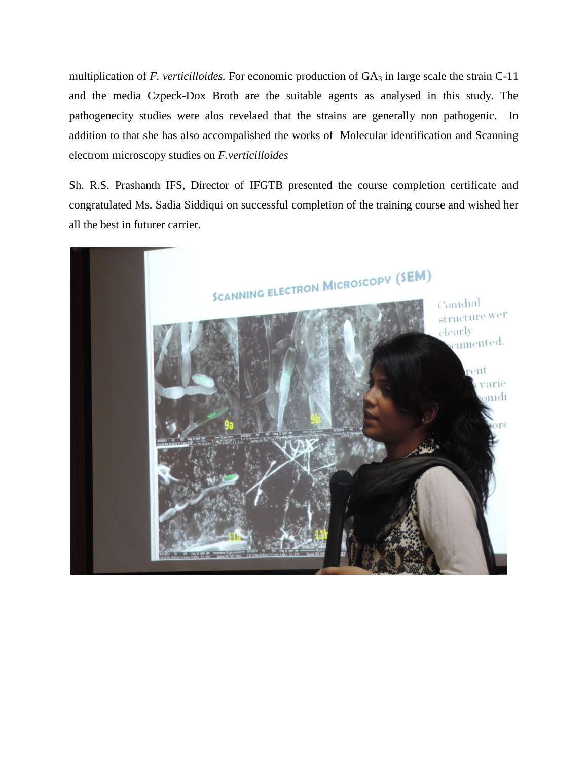multiplication of *F. verticilloides.* For economic production of $GA_3$ in large scale the strain C-11 and the media Czpeck-Dox Broth are the suitable agents as analysed in this study. The pathogenecity studies were alos revelaed that the strains are generally non pathogenic. In addition to that she has also accompalished the works of Molecular identification and Scanning electrom microscopy studies on *F.verticilloides*

Sh. R.S. Prashanth IFS, Director of IFGTB presented the course completion certificate and congratulated Ms. Sadia Siddiqui on successful completion of the training course and wished her all the best in futurer carrier.